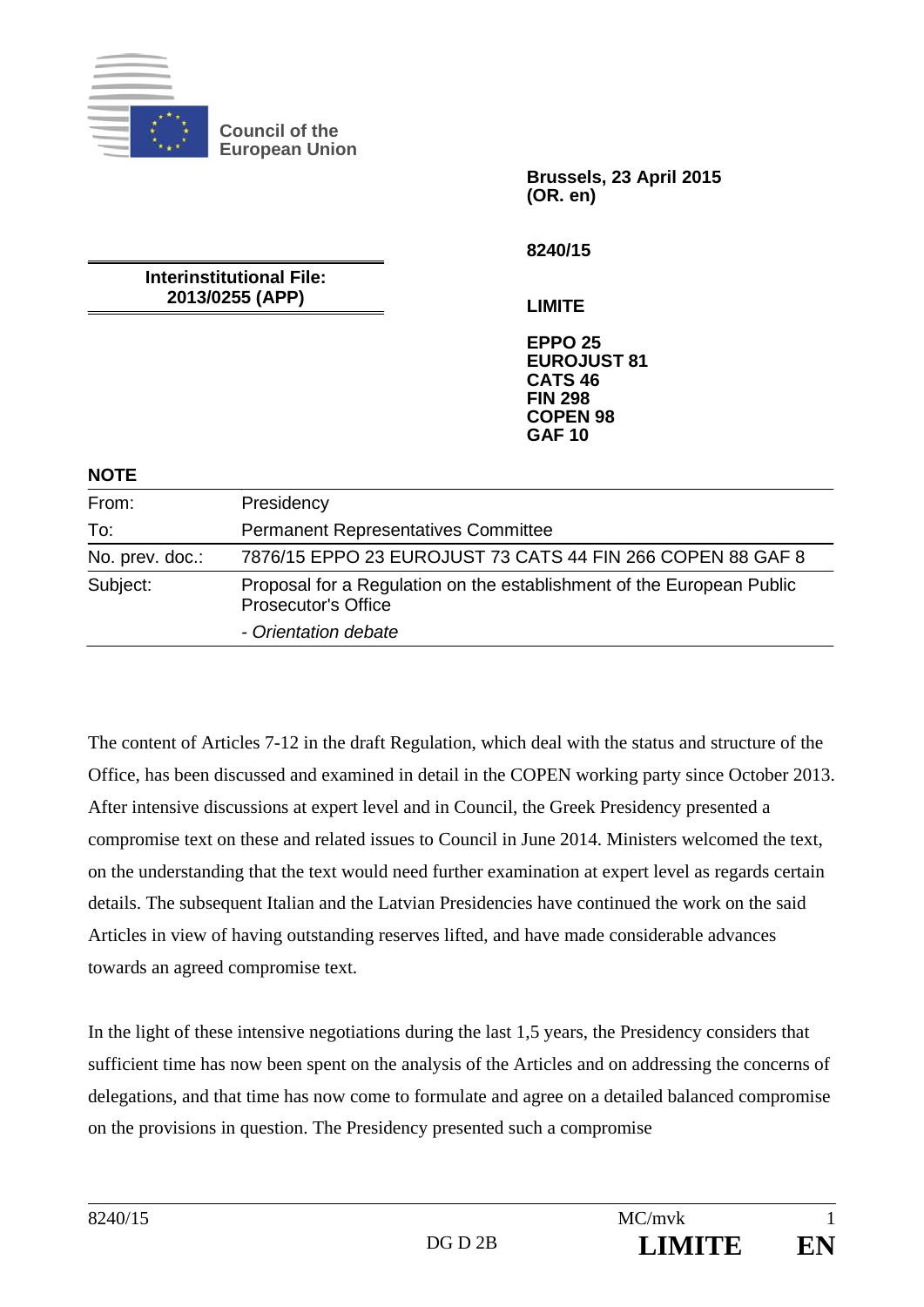Council of the European Union

**Brussels, 23 April 2015**
**(OR. en)**

**8240/15**

**Interinstitutional File:**
**2013/0255 (APP)**

**LIMITE**

**EPPO 25**
**EUROJUST 81**
**CATS 46**
**FIN 298**
**COPEN 98**
**GAF 10**

**NOTE**

| | |
|---|---|
| From: | Presidency |
| To: | Permanent Representatives Committee |
| No. prev. doc.: | 7876/15 EPPO 23 EUROJUST 73 CATS 44 FIN 266 COPEN 88 GAF 8 |
| Subject: | Proposal for a Regulation on the establishment of the European Public Prosecutor's Office<br>*- Orientation debate* |

The content of Articles 7-12 in the draft Regulation, which deal with the status and structure of the Office, has been discussed and examined in detail in the COPEN working party since October 2013. After intensive discussions at expert level and in Council, the Greek Presidency presented a compromise text on these and related issues to Council in June 2014. Ministers welcomed the text, on the understanding that the text would need further examination at expert level as regards certain details. The subsequent Italian and the Latvian Presidencies have continued the work on the said Articles in view of having outstanding reserves lifted, and have made considerable advances towards an agreed compromise text.

In the light of these intensive negotiations during the last 1,5 years, the Presidency considers that sufficient time has now been spent on the analysis of the Articles and on addressing the concerns of delegations, and that time has now come to formulate and agree on a detailed balanced compromise on the provisions in question. The Presidency presented such a compromise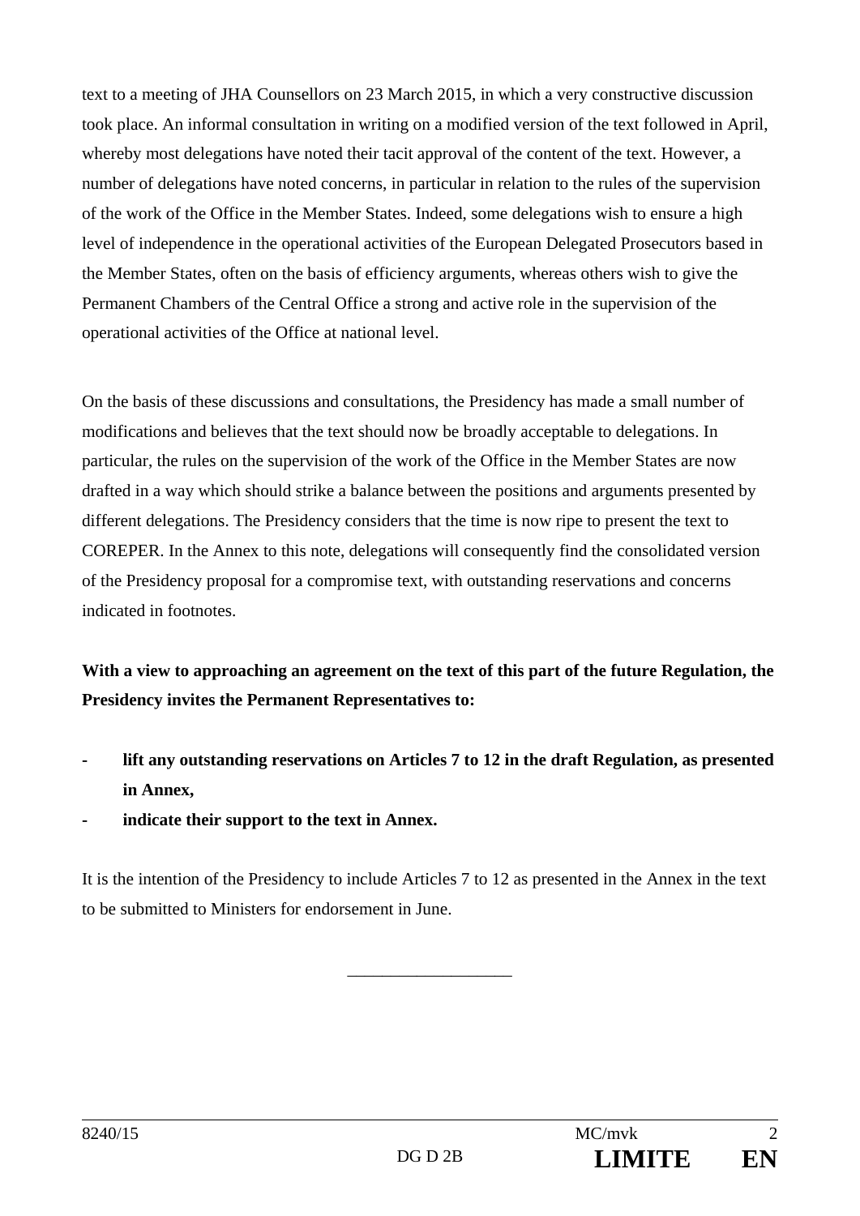text to a meeting of JHA Counsellors on 23 March 2015, in which a very constructive discussion took place. An informal consultation in writing on a modified version of the text followed in April, whereby most delegations have noted their tacit approval of the content of the text. However, a number of delegations have noted concerns, in particular in relation to the rules of the supervision of the work of the Office in the Member States. Indeed, some delegations wish to ensure a high level of independence in the operational activities of the European Delegated Prosecutors based in the Member States, often on the basis of efficiency arguments, whereas others wish to give the Permanent Chambers of the Central Office a strong and active role in the supervision of the operational activities of the Office at national level.

On the basis of these discussions and consultations, the Presidency has made a small number of modifications and believes that the text should now be broadly acceptable to delegations. In particular, the rules on the supervision of the work of the Office in the Member States are now drafted in a way which should strike a balance between the positions and arguments presented by different delegations. The Presidency considers that the time is now ripe to present the text to COREPER. In the Annex to this note, delegations will consequently find the consolidated version of the Presidency proposal for a compromise text, with outstanding reservations and concerns indicated in footnotes.

**With a view to approaching an agreement on the text of this part of the future Regulation, the Presidency invites the Permanent Representatives to:**

- **lift any outstanding reservations on Articles 7 to 12 in the draft Regulation, as presented in Annex,**
- **indicate their support to the text in Annex.**

It is the intention of the Presidency to include Articles 7 to 12 as presented in the Annex in the text to be submitted to Ministers for endorsement in June.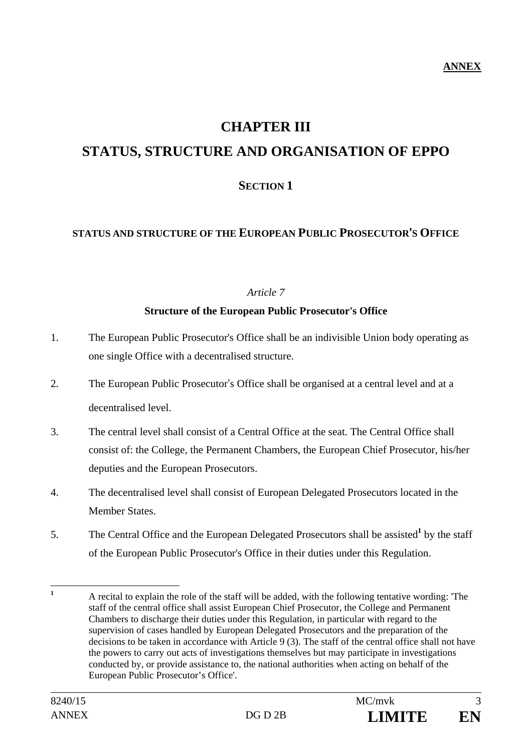**ANNEX**

# CHAPTER III

# STATUS, STRUCTURE AND ORGANISATION OF EPPO

## SECTION 1

### STATUS AND STRUCTURE OF THE EUROPEAN PUBLIC PROSECUTOR'S OFFICE

*Article 7*

**Structure of the European Public Prosecutor's Office**

1. The European Public Prosecutor's Office shall be an indivisible Union body operating as one single Office with a decentralised structure.

2. The European Public Prosecutor's Office shall be organised at a central level and at a decentralised level.

3. The central level shall consist of a Central Office at the seat. The Central Office shall consist of: the College, the Permanent Chambers, the European Chief Prosecutor, his/her deputies and the European Prosecutors.

4. The decentralised level shall consist of European Delegated Prosecutors located in the Member States.

5. The Central Office and the European Delegated Prosecutors shall be assisted[1] by the staff of the European Public Prosecutor's Office in their duties under this Regulation.

---

[1] A recital to explain the role of the staff will be added, with the following tentative wording: 'The staff of the central office shall assist European Chief Prosecutor, the College and Permanent Chambers to discharge their duties under this Regulation, in particular with regard to the supervision of cases handled by European Delegated Prosecutors and the preparation of the decisions to be taken in accordance with Article 9 (3). The staff of the central office shall not have the powers to carry out acts of investigations themselves but may participate in investigations conducted by, or provide assistance to, the national authorities when acting on behalf of the European Public Prosecutor's Office'.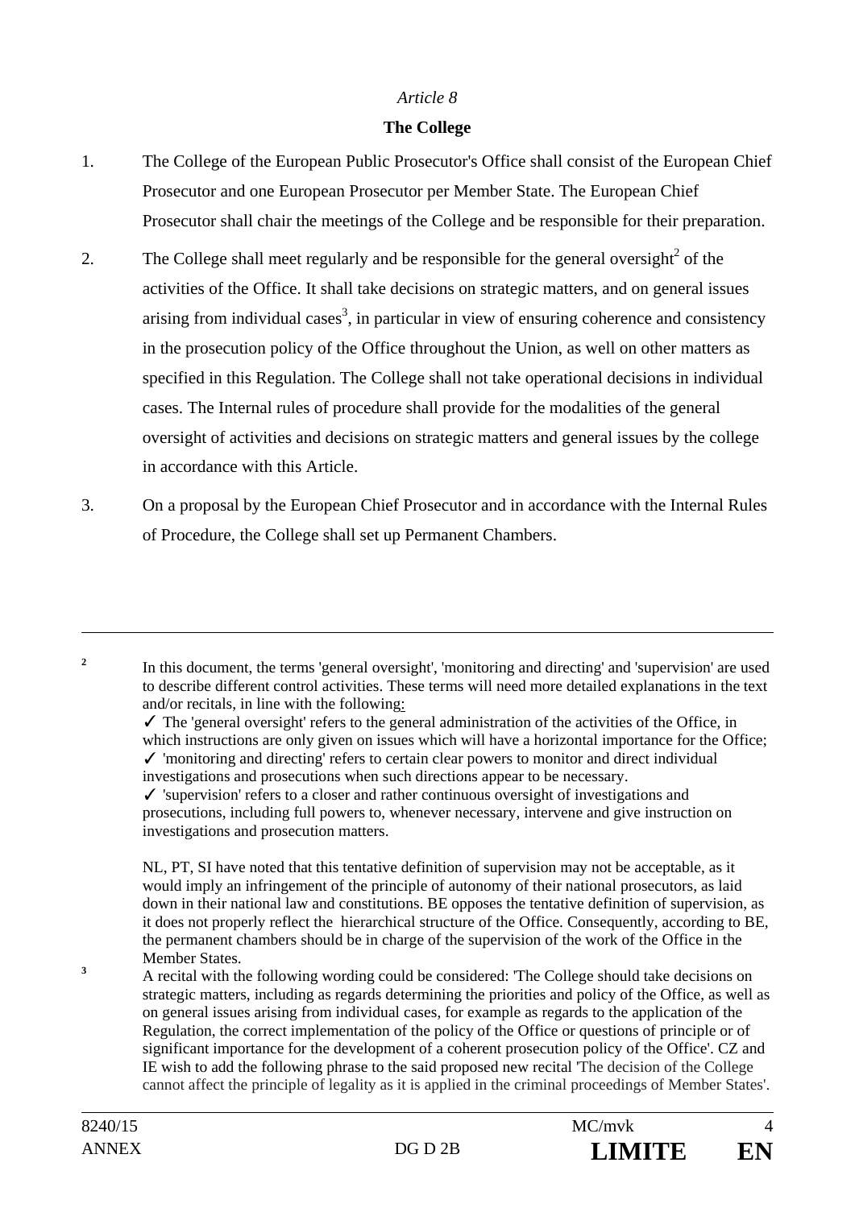*Article 8*

**The College**

1. The College of the European Public Prosecutor's Office shall consist of the European Chief Prosecutor and one European Prosecutor per Member State. The European Chief Prosecutor shall chair the meetings of the College and be responsible for their preparation.

2. The College shall meet regularly and be responsible for the general oversight[2] of the activities of the Office. It shall take decisions on strategic matters, and on general issues arising from individual cases[3], in particular in view of ensuring coherence and consistency in the prosecution policy of the Office throughout the Union, as well on other matters as specified in this Regulation. The College shall not take operational decisions in individual cases. The Internal rules of procedure shall provide for the modalities of the general oversight of activities and decisions on strategic matters and general issues by the college in accordance with this Article.

3. On a proposal by the European Chief Prosecutor and in accordance with the Internal Rules of Procedure, the College shall set up Permanent Chambers.

---

[2] In this document, the terms 'general oversight', 'monitoring and directing' and 'supervision' are used to describe different control activities. These terms will need more detailed explanations in the text and/or recitals, in line with the following:
✓ The 'general oversight' refers to the general administration of the activities of the Office, in which instructions are only given on issues which will have a horizontal importance for the Office;
✓ 'monitoring and directing' refers to certain clear powers to monitor and direct individual investigations and prosecutions when such directions appear to be necessary.
✓ 'supervision' refers to a closer and rather continuous oversight of investigations and prosecutions, including full powers to, whenever necessary, intervene and give instruction on investigations and prosecution matters.

NL, PT, SI have noted that this tentative definition of supervision may not be acceptable, as it would imply an infringement of the principle of autonomy of their national prosecutors, as laid down in their national law and constitutions. BE opposes the tentative definition of supervision, as it does not properly reflect the hierarchical structure of the Office. Consequently, according to BE, the permanent chambers should be in charge of the supervision of the work of the Office in the Member States.

[3] A recital with the following wording could be considered: 'The College should take decisions on strategic matters, including as regards determining the priorities and policy of the Office, as well as on general issues arising from individual cases, for example as regards to the application of the Regulation, the correct implementation of the policy of the Office or questions of principle or of significant importance for the development of a coherent prosecution policy of the Office'. CZ and IE wish to add the following phrase to the said proposed new recital 'The decision of the College cannot affect the principle of legality as it is applied in the criminal proceedings of Member States'.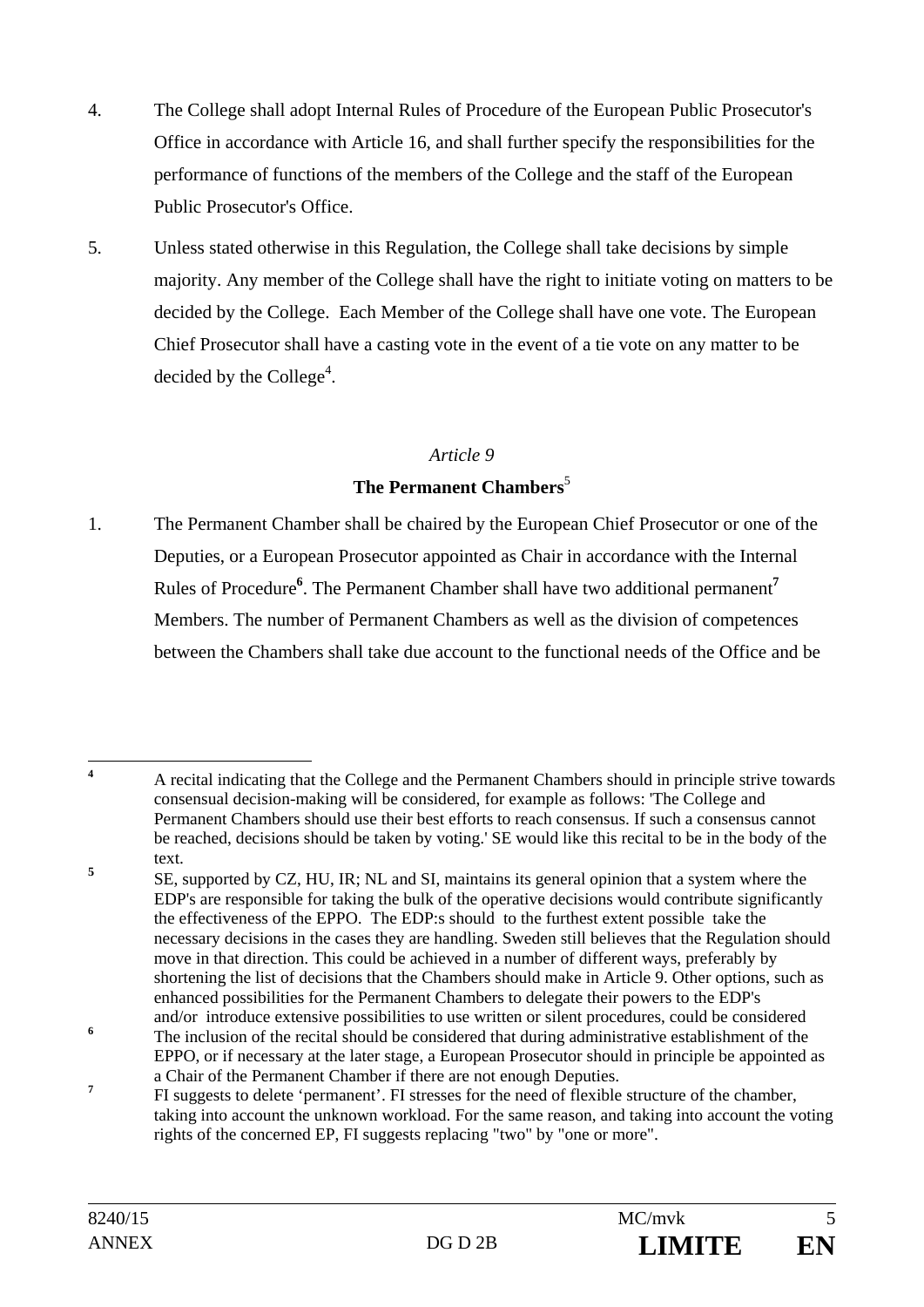4. The College shall adopt Internal Rules of Procedure of the European Public Prosecutor's Office in accordance with Article 16, and shall further specify the responsibilities for the performance of functions of the members of the College and the staff of the European Public Prosecutor's Office.

5. Unless stated otherwise in this Regulation, the College shall take decisions by simple majority. Any member of the College shall have the right to initiate voting on matters to be decided by the College. Each Member of the College shall have one vote. The European Chief Prosecutor shall have a casting vote in the event of a tie vote on any matter to be decided by the College[4].

*Article 9*

**The Permanent Chambers**[5]

1. The Permanent Chamber shall be chaired by the European Chief Prosecutor or one of the Deputies, or a European Prosecutor appointed as Chair in accordance with the Internal Rules of Procedure[6]. The Permanent Chamber shall have two additional permanent[7] Members. The number of Permanent Chambers as well as the division of competences between the Chambers shall take due account to the functional needs of the Office and be

---

[4] A recital indicating that the College and the Permanent Chambers should in principle strive towards consensual decision-making will be considered, for example as follows: 'The College and Permanent Chambers should use their best efforts to reach consensus. If such a consensus cannot be reached, decisions should be taken by voting.' SE would like this recital to be in the body of the text.

[5] SE, supported by CZ, HU, IR; NL and SI, maintains its general opinion that a system where the EDP's are responsible for taking the bulk of the operative decisions would contribute significantly the effectiveness of the EPPO. The EDP:s should to the furthest extent possible take the necessary decisions in the cases they are handling. Sweden still believes that the Regulation should move in that direction. This could be achieved in a number of different ways, preferably by shortening the list of decisions that the Chambers should make in Article 9. Other options, such as enhanced possibilities for the Permanent Chambers to delegate their powers to the EDP's and/or introduce extensive possibilities to use written or silent procedures, could be considered

[6] The inclusion of the recital should be considered that during administrative establishment of the EPPO, or if necessary at the later stage, a European Prosecutor should in principle be appointed as a Chair of the Permanent Chamber if there are not enough Deputies.

[7] FI suggests to delete 'permanent'. FI stresses for the need of flexible structure of the chamber, taking into account the unknown workload. For the same reason, and taking into account the voting rights of the concerned EP, FI suggests replacing "two" by "one or more".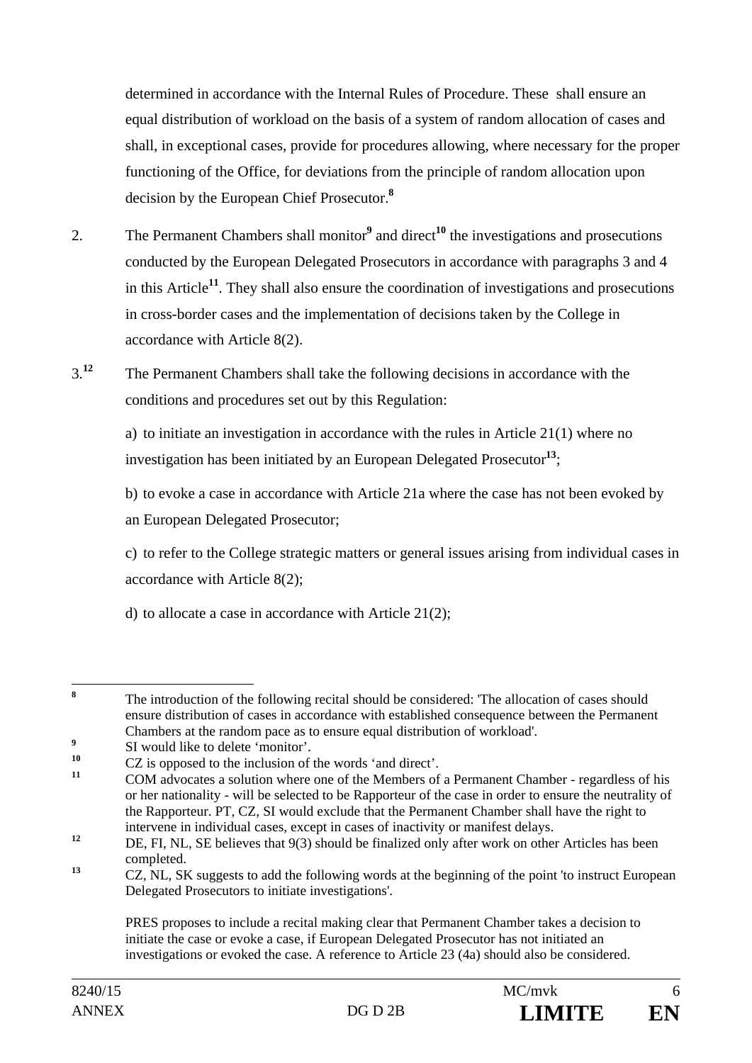determined in accordance with the Internal Rules of Procedure. These shall ensure an equal distribution of workload on the basis of a system of random allocation of cases and shall, in exceptional cases, provide for procedures allowing, where necessary for the proper functioning of the Office, for deviations from the principle of random allocation upon decision by the European Chief Prosecutor.[8]

2. The Permanent Chambers shall monitor[9] and direct[10] the investigations and prosecutions conducted by the European Delegated Prosecutors in accordance with paragraphs 3 and 4 in this Article[11]. They shall also ensure the coordination of investigations and prosecutions in cross-border cases and the implementation of decisions taken by the College in accordance with Article 8(2).

3.[12] The Permanent Chambers shall take the following decisions in accordance with the conditions and procedures set out by this Regulation:

a) to initiate an investigation in accordance with the rules in Article 21(1) where no investigation has been initiated by an European Delegated Prosecutor[13];

b) to evoke a case in accordance with Article 21a where the case has not been evoked by an European Delegated Prosecutor;

c) to refer to the College strategic matters or general issues arising from individual cases in accordance with Article 8(2);

d) to allocate a case in accordance with Article 21(2);

---

[8] The introduction of the following recital should be considered: 'The allocation of cases should ensure distribution of cases in accordance with established consequence between the Permanent Chambers at the random pace as to ensure equal distribution of workload'.

[9] SI would like to delete 'monitor'.

[10] CZ is opposed to the inclusion of the words 'and direct'.

[11] COM advocates a solution where one of the Members of a Permanent Chamber - regardless of his or her nationality - will be selected to be Rapporteur of the case in order to ensure the neutrality of the Rapporteur. PT, CZ, SI would exclude that the Permanent Chamber shall have the right to intervene in individual cases, except in cases of inactivity or manifest delays.

[12] DE, FI, NL, SE believes that 9(3) should be finalized only after work on other Articles has been completed.

[13] CZ, NL, SK suggests to add the following words at the beginning of the point 'to instruct European Delegated Prosecutors to initiate investigations'.

PRES proposes to include a recital making clear that Permanent Chamber takes a decision to initiate the case or evoke a case, if European Delegated Prosecutor has not initiated an investigations or evoked the case. A reference to Article 23 (4a) should also be considered.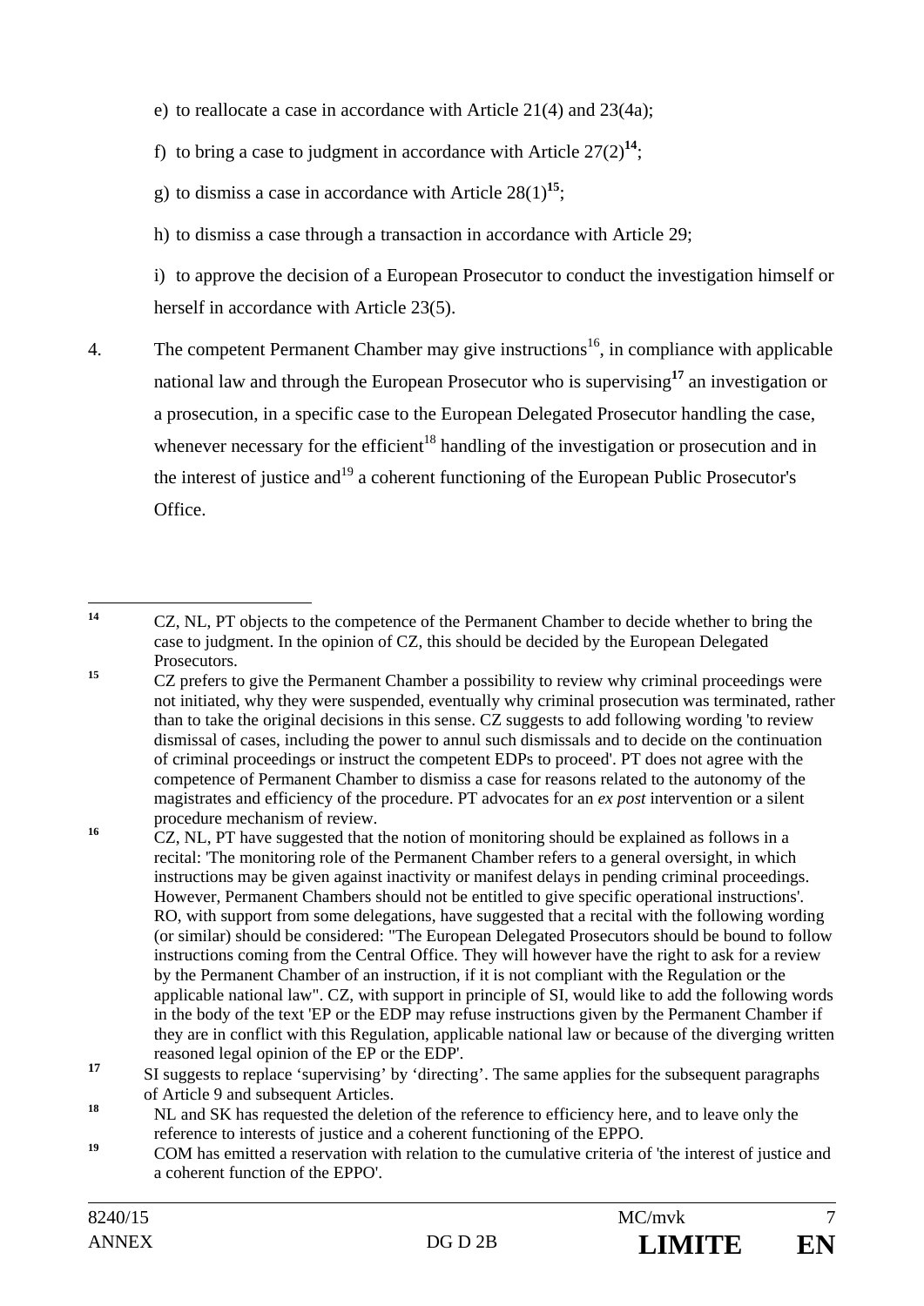e) to reallocate a case in accordance with Article 21(4) and 23(4a);

f) to bring a case to judgment in accordance with Article 27(2)[14];

g) to dismiss a case in accordance with Article 28(1)[15];

h) to dismiss a case through a transaction in accordance with Article 29;

i) to approve the decision of a European Prosecutor to conduct the investigation himself or herself in accordance with Article 23(5).

4. The competent Permanent Chamber may give instructions[16], in compliance with applicable national law and through the European Prosecutor who is supervising[17] an investigation or a prosecution, in a specific case to the European Delegated Prosecutor handling the case, whenever necessary for the efficient[18] handling of the investigation or prosecution and in the interest of justice and[19] a coherent functioning of the European Public Prosecutor's Office.

---

[14] CZ, NL, PT objects to the competence of the Permanent Chamber to decide whether to bring the case to judgment. In the opinion of CZ, this should be decided by the European Delegated Prosecutors.

[15] CZ prefers to give the Permanent Chamber a possibility to review why criminal proceedings were not initiated, why they were suspended, eventually why criminal prosecution was terminated, rather than to take the original decisions in this sense. CZ suggests to add following wording 'to review dismissal of cases, including the power to annul such dismissals and to decide on the continuation of criminal proceedings or instruct the competent EDPs to proceed'. PT does not agree with the competence of Permanent Chamber to dismiss a case for reasons related to the autonomy of the magistrates and efficiency of the procedure. PT advocates for an *ex post* intervention or a silent procedure mechanism of review.

[16] CZ, NL, PT have suggested that the notion of monitoring should be explained as follows in a recital: 'The monitoring role of the Permanent Chamber refers to a general oversight, in which instructions may be given against inactivity or manifest delays in pending criminal proceedings. However, Permanent Chambers should not be entitled to give specific operational instructions'. RO, with support from some delegations, have suggested that a recital with the following wording (or similar) should be considered: "The European Delegated Prosecutors should be bound to follow instructions coming from the Central Office. They will however have the right to ask for a review by the Permanent Chamber of an instruction, if it is not compliant with the Regulation or the applicable national law". CZ, with support in principle of SI, would like to add the following words in the body of the text 'EP or the EDP may refuse instructions given by the Permanent Chamber if they are in conflict with this Regulation, applicable national law or because of the diverging written reasoned legal opinion of the EP or the EDP'.

[17] SI suggests to replace 'supervising' by 'directing'. The same applies for the subsequent paragraphs of Article 9 and subsequent Articles.

[18] NL and SK has requested the deletion of the reference to efficiency here, and to leave only the reference to interests of justice and a coherent functioning of the EPPO.

[19] COM has emitted a reservation with relation to the cumulative criteria of 'the interest of justice and a coherent function of the EPPO'.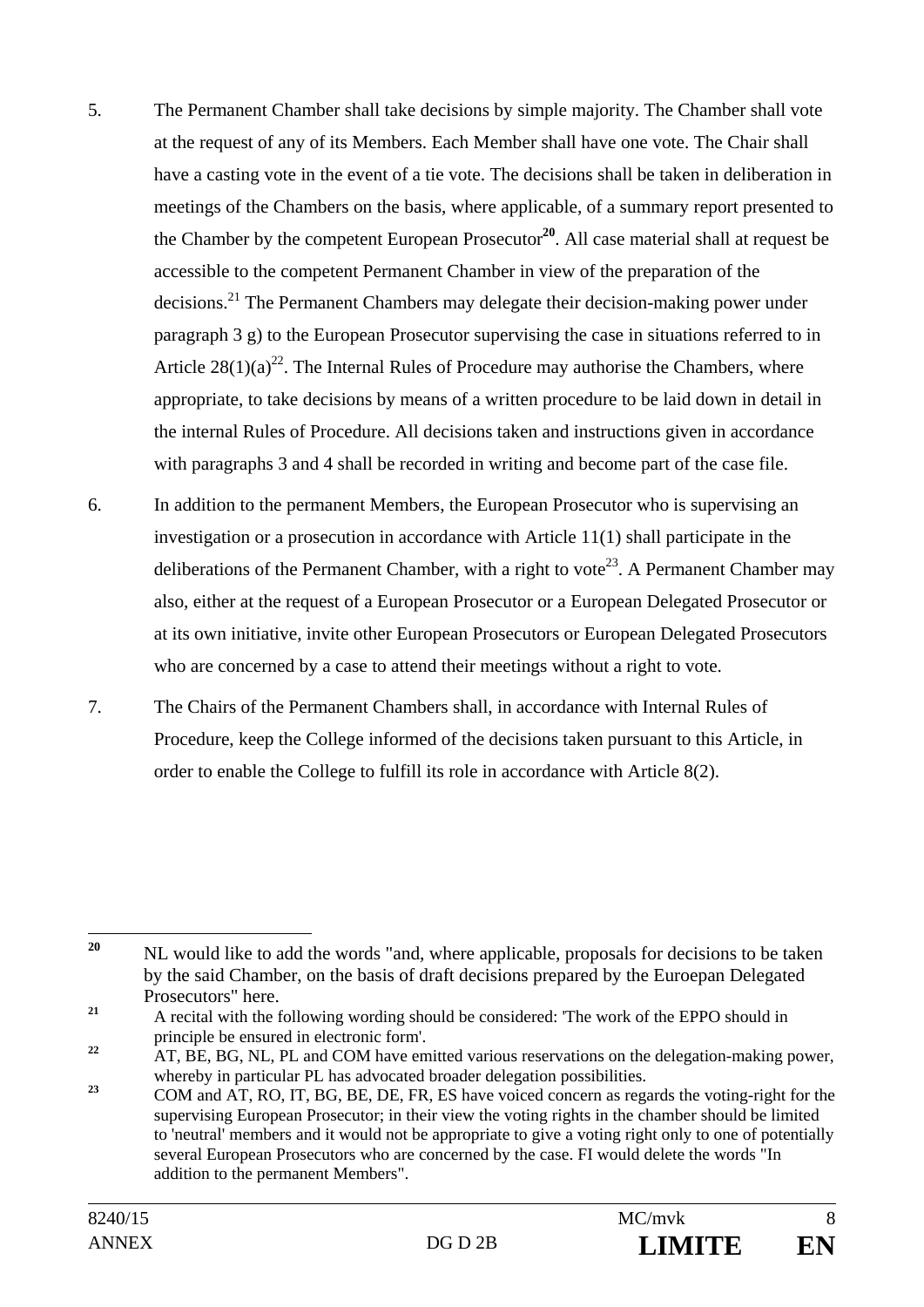5. The Permanent Chamber shall take decisions by simple majority. The Chamber shall vote at the request of any of its Members. Each Member shall have one vote. The Chair shall have a casting vote in the event of a tie vote. The decisions shall be taken in deliberation in meetings of the Chambers on the basis, where applicable, of a summary report presented to the Chamber by the competent European Prosecutor[20]. All case material shall at request be accessible to the competent Permanent Chamber in view of the preparation of the decisions.[21] The Permanent Chambers may delegate their decision-making power under paragraph 3 g) to the European Prosecutor supervising the case in situations referred to in Article 28(1)(a)[22]. The Internal Rules of Procedure may authorise the Chambers, where appropriate, to take decisions by means of a written procedure to be laid down in detail in the internal Rules of Procedure. All decisions taken and instructions given in accordance with paragraphs 3 and 4 shall be recorded in writing and become part of the case file.

6. In addition to the permanent Members, the European Prosecutor who is supervising an investigation or a prosecution in accordance with Article 11(1) shall participate in the deliberations of the Permanent Chamber, with a right to vote[23]. A Permanent Chamber may also, either at the request of a European Prosecutor or a European Delegated Prosecutor or at its own initiative, invite other European Prosecutors or European Delegated Prosecutors who are concerned by a case to attend their meetings without a right to vote.

7. The Chairs of the Permanent Chambers shall, in accordance with Internal Rules of Procedure, keep the College informed of the decisions taken pursuant to this Article, in order to enable the College to fulfill its role in accordance with Article 8(2).

---

[20] NL would like to add the words "and, where applicable, proposals for decisions to be taken by the said Chamber, on the basis of draft decisions prepared by the Euroepan Delegated Prosecutors" here.

[21] A recital with the following wording should be considered: 'The work of the EPPO should in principle be ensured in electronic form'.

[22] AT, BE, BG, NL, PL and COM have emitted various reservations on the delegation-making power, whereby in particular PL has advocated broader delegation possibilities.

[23] COM and AT, RO, IT, BG, BE, DE, FR, ES have voiced concern as regards the voting-right for the supervising European Prosecutor; in their view the voting rights in the chamber should be limited to 'neutral' members and it would not be appropriate to give a voting right only to one of potentially several European Prosecutors who are concerned by the case. FI would delete the words "In addition to the permanent Members".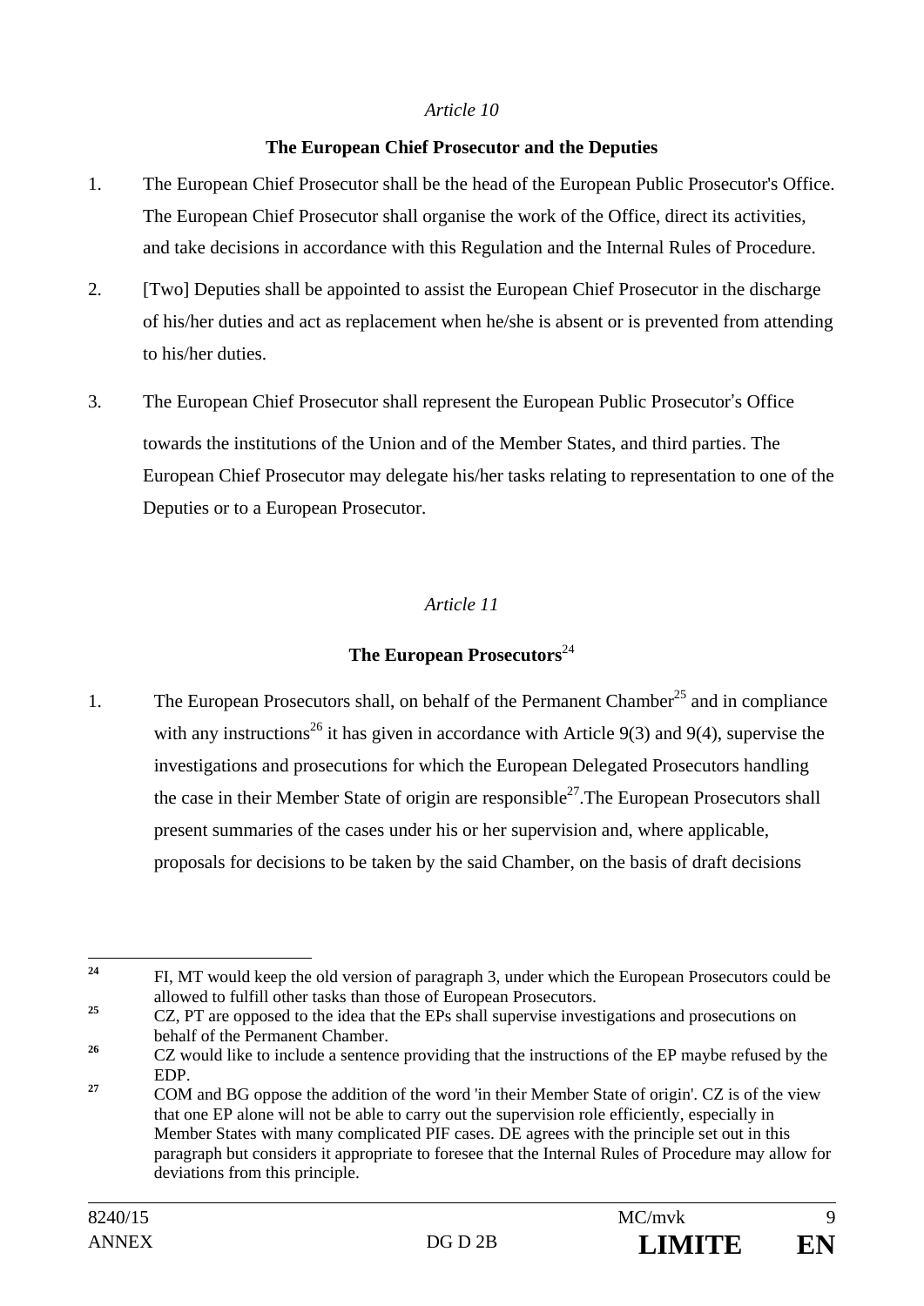*Article 10*

**The European Chief Prosecutor and the Deputies**

1. The European Chief Prosecutor shall be the head of the European Public Prosecutor's Office. The European Chief Prosecutor shall organise the work of the Office, direct its activities, and take decisions in accordance with this Regulation and the Internal Rules of Procedure.

2. [Two] Deputies shall be appointed to assist the European Chief Prosecutor in the discharge of his/her duties and act as replacement when he/she is absent or is prevented from attending to his/her duties.

3. The European Chief Prosecutor shall represent the European Public Prosecutor's Office towards the institutions of the Union and of the Member States, and third parties. The European Chief Prosecutor may delegate his/her tasks relating to representation to one of the Deputies or to a European Prosecutor.

*Article 11*

**The European Prosecutors**[24]

1. The European Prosecutors shall, on behalf of the Permanent Chamber[25] and in compliance with any instructions[26] it has given in accordance with Article 9(3) and 9(4), supervise the investigations and prosecutions for which the European Delegated Prosecutors handling the case in their Member State of origin are responsible[27].The European Prosecutors shall present summaries of the cases under his or her supervision and, where applicable, proposals for decisions to be taken by the said Chamber, on the basis of draft decisions

---

[24] FI, MT would keep the old version of paragraph 3, under which the European Prosecutors could be allowed to fulfill other tasks than those of European Prosecutors.

[25] CZ, PT are opposed to the idea that the EPs shall supervise investigations and prosecutions on behalf of the Permanent Chamber.

[26] CZ would like to include a sentence providing that the instructions of the EP maybe refused by the EDP.

[27] COM and BG oppose the addition of the word 'in their Member State of origin'. CZ is of the view that one EP alone will not be able to carry out the supervision role efficiently, especially in Member States with many complicated PIF cases. DE agrees with the principle set out in this paragraph but considers it appropriate to foresee that the Internal Rules of Procedure may allow for deviations from this principle.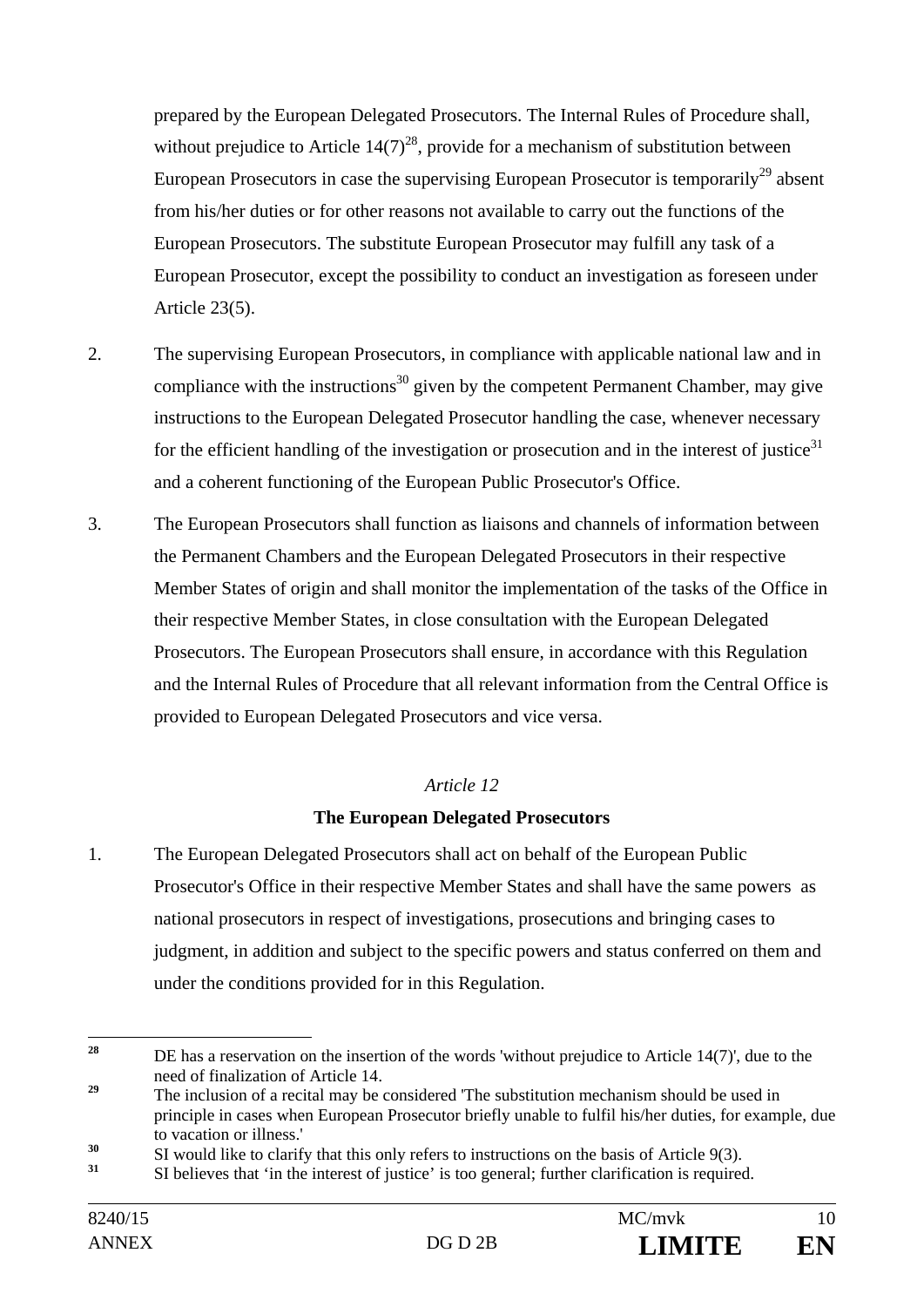prepared by the European Delegated Prosecutors. The Internal Rules of Procedure shall, without prejudice to Article 14(7)[28], provide for a mechanism of substitution between European Prosecutors in case the supervising European Prosecutor is temporarily[29] absent from his/her duties or for other reasons not available to carry out the functions of the European Prosecutors. The substitute European Prosecutor may fulfill any task of a European Prosecutor, except the possibility to conduct an investigation as foreseen under Article 23(5).

2. The supervising European Prosecutors, in compliance with applicable national law and in compliance with the instructions[30] given by the competent Permanent Chamber, may give instructions to the European Delegated Prosecutor handling the case, whenever necessary for the efficient handling of the investigation or prosecution and in the interest of justice[31] and a coherent functioning of the European Public Prosecutor's Office.

3. The European Prosecutors shall function as liaisons and channels of information between the Permanent Chambers and the European Delegated Prosecutors in their respective Member States of origin and shall monitor the implementation of the tasks of the Office in their respective Member States, in close consultation with the European Delegated Prosecutors. The European Prosecutors shall ensure, in accordance with this Regulation and the Internal Rules of Procedure that all relevant information from the Central Office is provided to European Delegated Prosecutors and vice versa.

*Article 12*

**The European Delegated Prosecutors**

1. The European Delegated Prosecutors shall act on behalf of the European Public Prosecutor's Office in their respective Member States and shall have the same powers as national prosecutors in respect of investigations, prosecutions and bringing cases to judgment, in addition and subject to the specific powers and status conferred on them and under the conditions provided for in this Regulation.

---

[28] DE has a reservation on the insertion of the words 'without prejudice to Article 14(7)', due to the need of finalization of Article 14.

[29] The inclusion of a recital may be considered 'The substitution mechanism should be used in principle in cases when European Prosecutor briefly unable to fulfil his/her duties, for example, due to vacation or illness.'

[30] SI would like to clarify that this only refers to instructions on the basis of Article 9(3).

[31] SI believes that 'in the interest of justice' is too general; further clarification is required.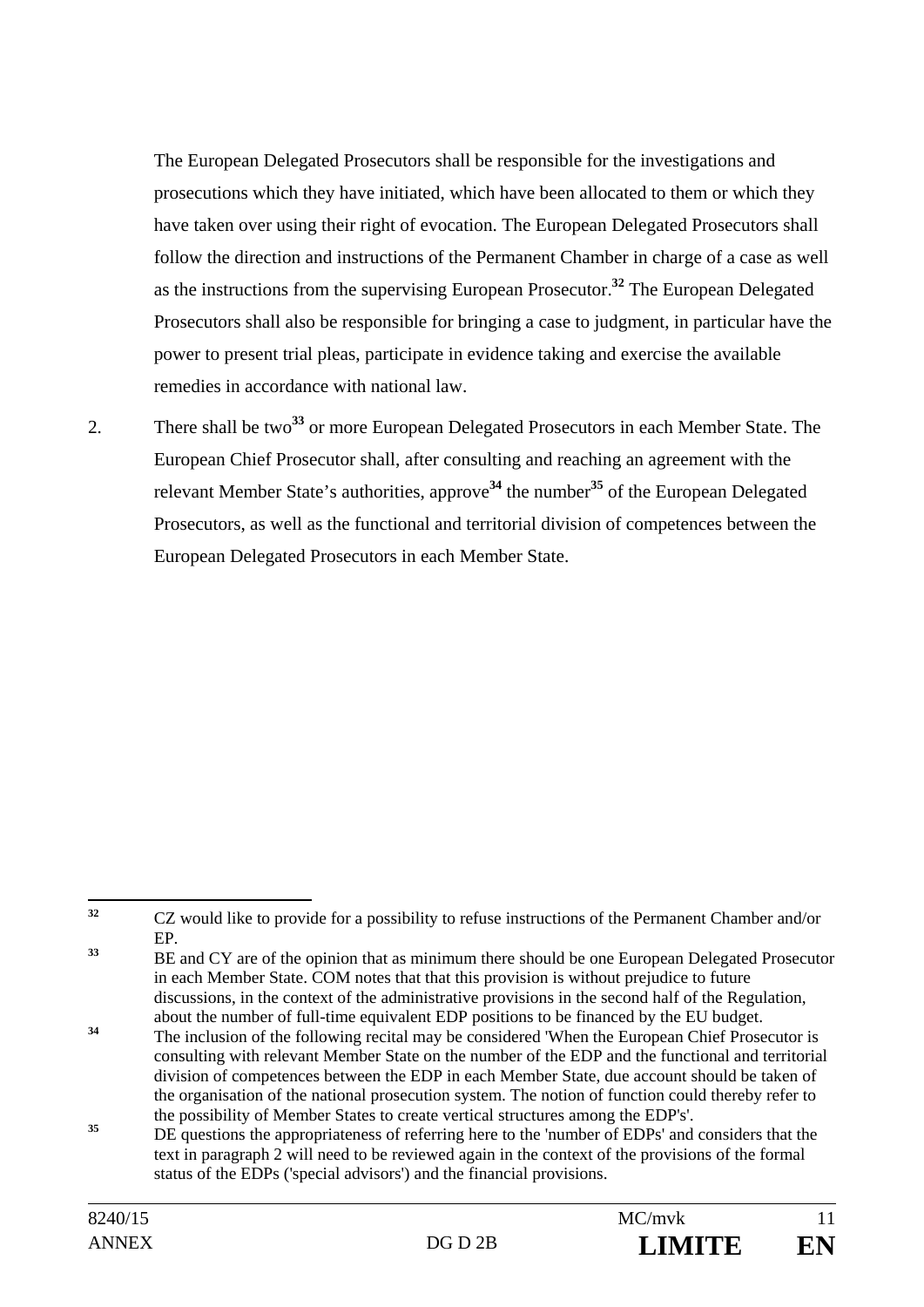The European Delegated Prosecutors shall be responsible for the investigations and prosecutions which they have initiated, which have been allocated to them or which they have taken over using their right of evocation. The European Delegated Prosecutors shall follow the direction and instructions of the Permanent Chamber in charge of a case as well as the instructions from the supervising European Prosecutor.[32] The European Delegated Prosecutors shall also be responsible for bringing a case to judgment, in particular have the power to present trial pleas, participate in evidence taking and exercise the available remedies in accordance with national law.

2. There shall be two[33] or more European Delegated Prosecutors in each Member State. The European Chief Prosecutor shall, after consulting and reaching an agreement with the relevant Member State's authorities, approve[34] the number[35] of the European Delegated Prosecutors, as well as the functional and territorial division of competences between the European Delegated Prosecutors in each Member State.

---

[32] CZ would like to provide for a possibility to refuse instructions of the Permanent Chamber and/or EP.

[33] BE and CY are of the opinion that as minimum there should be one European Delegated Prosecutor in each Member State. COM notes that that this provision is without prejudice to future discussions, in the context of the administrative provisions in the second half of the Regulation, about the number of full-time equivalent EDP positions to be financed by the EU budget.

[34] The inclusion of the following recital may be considered 'When the European Chief Prosecutor is consulting with relevant Member State on the number of the EDP and the functional and territorial division of competences between the EDP in each Member State, due account should be taken of the organisation of the national prosecution system. The notion of function could thereby refer to the possibility of Member States to create vertical structures among the EDP's'.

[35] DE questions the appropriateness of referring here to the 'number of EDPs' and considers that the text in paragraph 2 will need to be reviewed again in the context of the provisions of the formal status of the EDPs ('special advisors') and the financial provisions.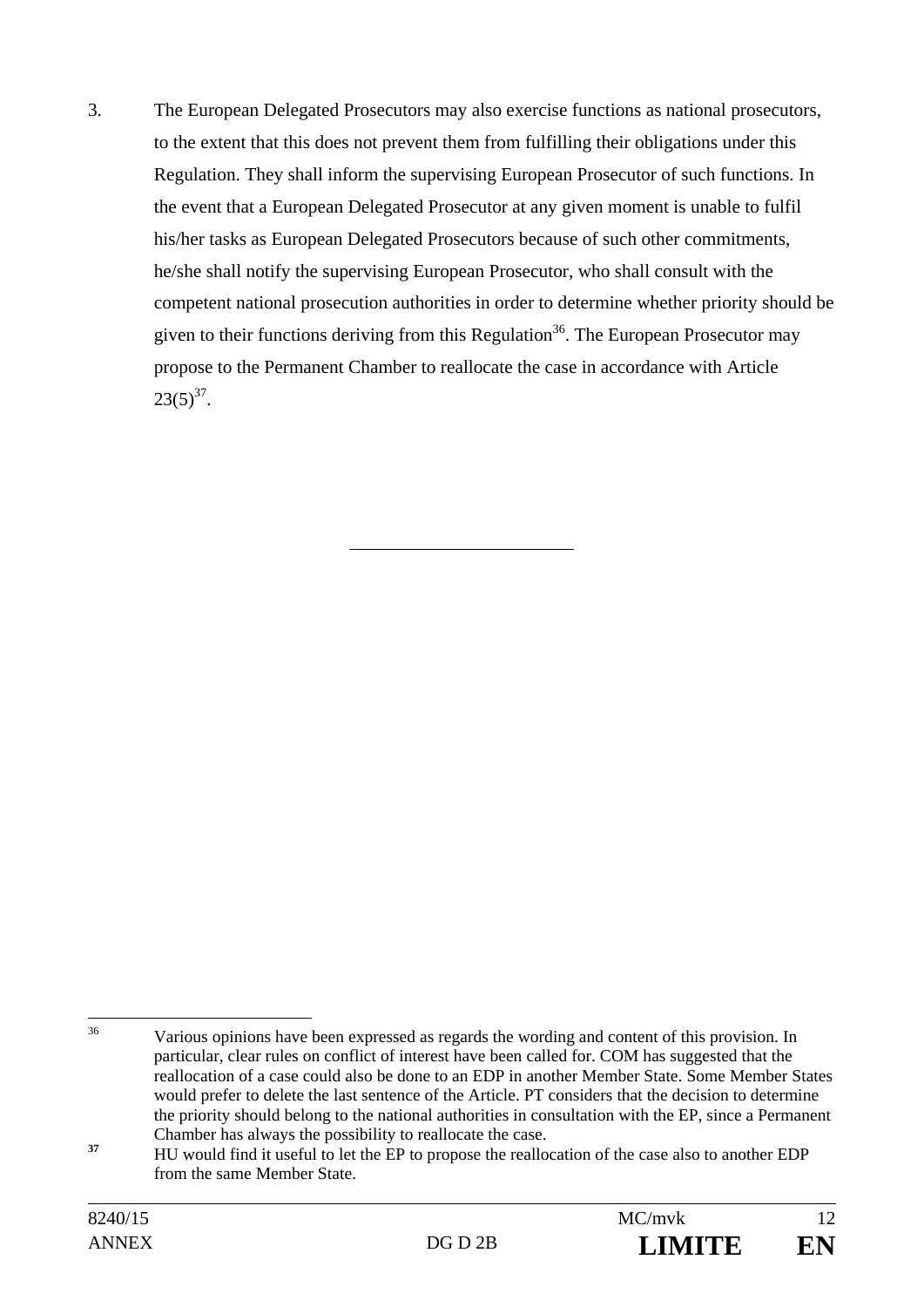3. The European Delegated Prosecutors may also exercise functions as national prosecutors, to the extent that this does not prevent them from fulfilling their obligations under this Regulation. They shall inform the supervising European Prosecutor of such functions. In the event that a European Delegated Prosecutor at any given moment is unable to fulfil his/her tasks as European Delegated Prosecutors because of such other commitments, he/she shall notify the supervising European Prosecutor, who shall consult with the competent national prosecution authorities in order to determine whether priority should be given to their functions deriving from this Regulation[36]. The European Prosecutor may propose to the Permanent Chamber to reallocate the case in accordance with Article 23(5)[37].

---

[36] Various opinions have been expressed as regards the wording and content of this provision. In particular, clear rules on conflict of interest have been called for. COM has suggested that the reallocation of a case could also be done to an EDP in another Member State. Some Member States would prefer to delete the last sentence of the Article. PT considers that the decision to determine the priority should belong to the national authorities in consultation with the EP, since a Permanent Chamber has always the possibility to reallocate the case.

[37] HU would find it useful to let the EP to propose the reallocation of the case also to another EDP from the same Member State.